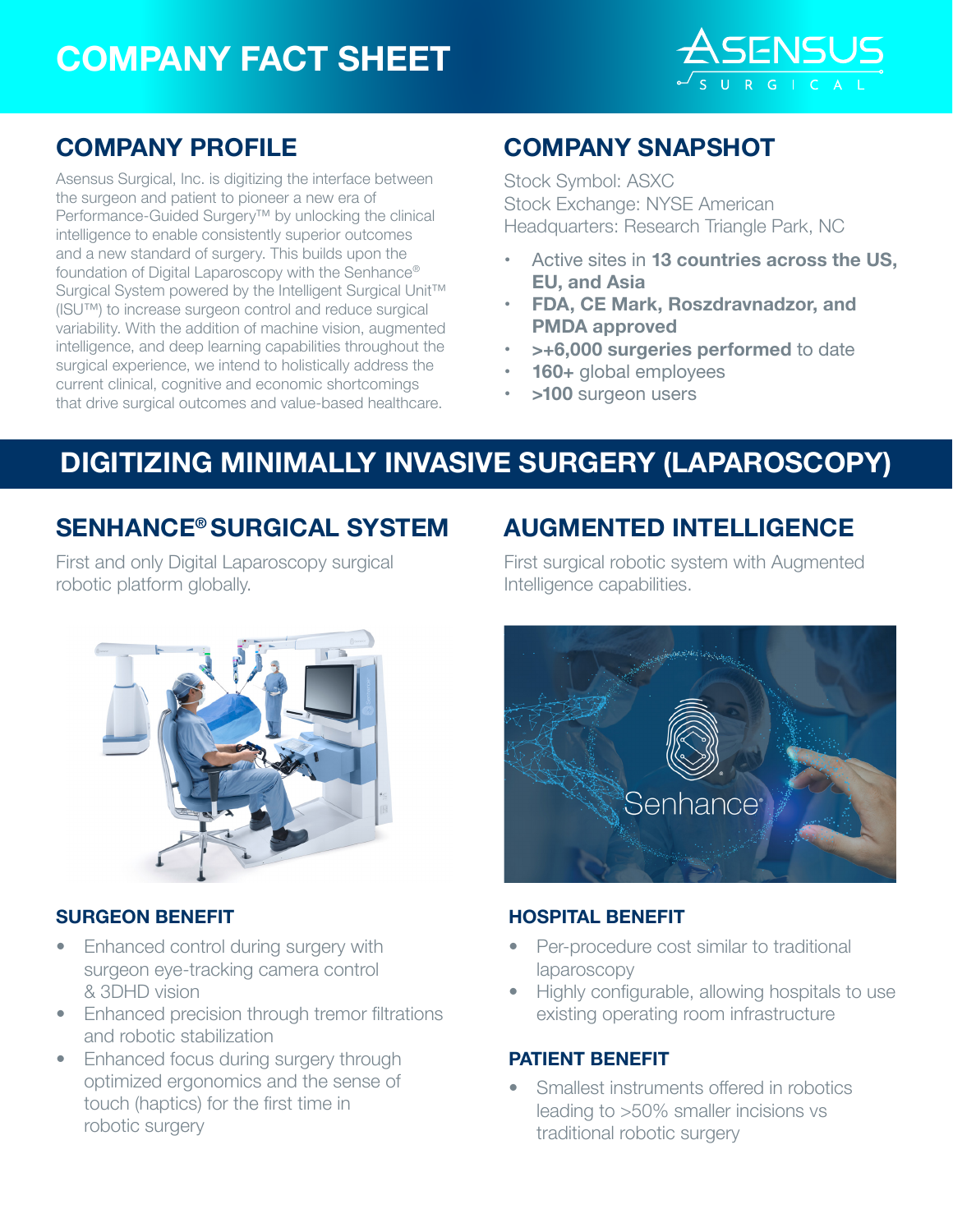# COMPANY FACT SHEET

ASENSUS SURGICAL

## COMPANY PROFILE

Asensus Surgical, Inc. is digitizing the interface between the surgeon and patient to pioneer a new era of Performance-Guided Surgery™ by unlocking the clinical intelligence to enable consistently superior outcomes and a new standard of surgery. This builds upon the foundation of Digital Laparoscopy with the Senhance® Surgical System powered by the Intelligent Surgical Unit™ (ISU™) to increase surgeon control and reduce surgical variability. With the addition of machine vision, augmented intelligence, and deep learning capabilities throughout the surgical experience, we intend to holistically address the current clinical, cognitive and economic shortcomings that drive surgical outcomes and value-based healthcare.

## COMPANY SNAPSHOT

Stock Symbol: ASXC
Stock Exchange: NYSE American
Headquarters: Research Triangle Park, NC

- Active sites in **13 countries across the US, EU, and Asia**
- **FDA, CE Mark, Roszdravnadzor, and PMDA approved**
- **>+6,000 surgeries performed** to date
- **160+** global employees
- **>100** surgeon users

# DIGITIZING MINIMALLY INVASIVE SURGERY (LAPAROSCOPY)

## SENHANCE® SURGICAL SYSTEM

First and only Digital Laparoscopy surgical robotic platform globally.

### SURGEON BENEFIT

- Enhanced control during surgery with surgeon eye-tracking camera control & 3DHD vision
- Enhanced precision through tremor filtrations and robotic stabilization
- Enhanced focus during surgery through optimized ergonomics and the sense of touch (haptics) for the first time in robotic surgery

## AUGMENTED INTELLIGENCE

First surgical robotic system with Augmented Intelligence capabilities.

Senhance®

### HOSPITAL BENEFIT

- Per-procedure cost similar to traditional laparoscopy
- Highly configurable, allowing hospitals to use existing operating room infrastructure

### PATIENT BENEFIT

- Smallest instruments offered in robotics leading to >50% smaller incisions vs traditional robotic surgery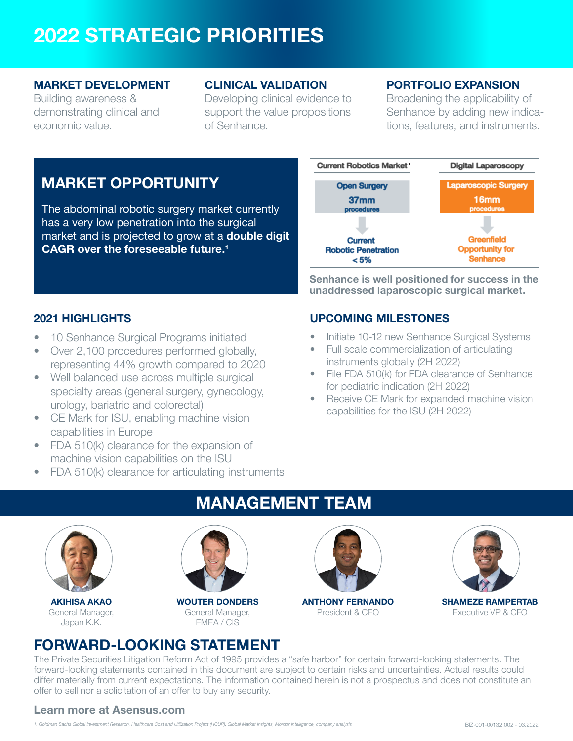# 2022 STRATEGIC PRIORITIES

### MARKET DEVELOPMENT

Building awareness & demonstrating clinical and economic value.

### CLINICAL VALIDATION

Developing clinical evidence to support the value propositions of Senhance.

### PORTFOLIO EXPANSION

Broadening the applicability of Senhance by adding new indications, features, and instruments.

## MARKET OPPORTUNITY

The abdominal robotic surgery market currently has a very low penetration into the surgical market and is projected to grow at a **double digit CAGR over the foreseeable future.**[1]

Current Robotics Market[1]

Open Surgery
37mm
procedures

Current
Robotic Penetration
< 5%

Digital Laparoscopy

Laparoscopic Surgery
16mm
procedures

Greenfield
Opportunity for
Senhance

**Senhance is well positioned for success in the unaddressed laparoscopic surgical market.**

### 2021 HIGHLIGHTS

- 10 Senhance Surgical Programs initiated
- Over 2,100 procedures performed globally, representing 44% growth compared to 2020
- Well balanced use across multiple surgical specialty areas (general surgery, gynecology, urology, bariatric and colorectal)
- CE Mark for ISU, enabling machine vision capabilities in Europe
- FDA 510(k) clearance for the expansion of machine vision capabilities on the ISU
- FDA 510(k) clearance for articulating instruments

### UPCOMING MILESTONES

- Initiate 10-12 new Senhance Surgical Systems
- Full scale commercialization of articulating instruments globally (2H 2022)
- File FDA 510(k) for FDA clearance of Senhance for pediatric indication (2H 2022)
- Receive CE Mark for expanded machine vision capabilities for the ISU (2H 2022)

## MANAGEMENT TEAM

**AKIHISA AKAO**
General Manager,
Japan K.K.

**WOUTER DONDERS**
General Manager,
EMEA / CIS

**ANTHONY FERNANDO**
President & CEO

**SHAMEZE RAMPERTAB**
Executive VP & CFO

## FORWARD-LOOKING STATEMENT

The Private Securities Litigation Reform Act of 1995 provides a "safe harbor" for certain forward-looking statements. The forward-looking statements contained in this document are subject to certain risks and uncertainties. Actual results could differ materially from current expectations. The information contained herein is not a prospectus and does not constitute an offer to sell nor a solicitation of an offer to buy any security.

**Learn more at Asensus.com**

*1. Goldman Sachs Global Investment Research, Healthcare Cost and Utilization Project (HCUP), Global Market Insights, Mordor Intelligence, company analysis*

BIZ-001-00132.002 - 03.2022